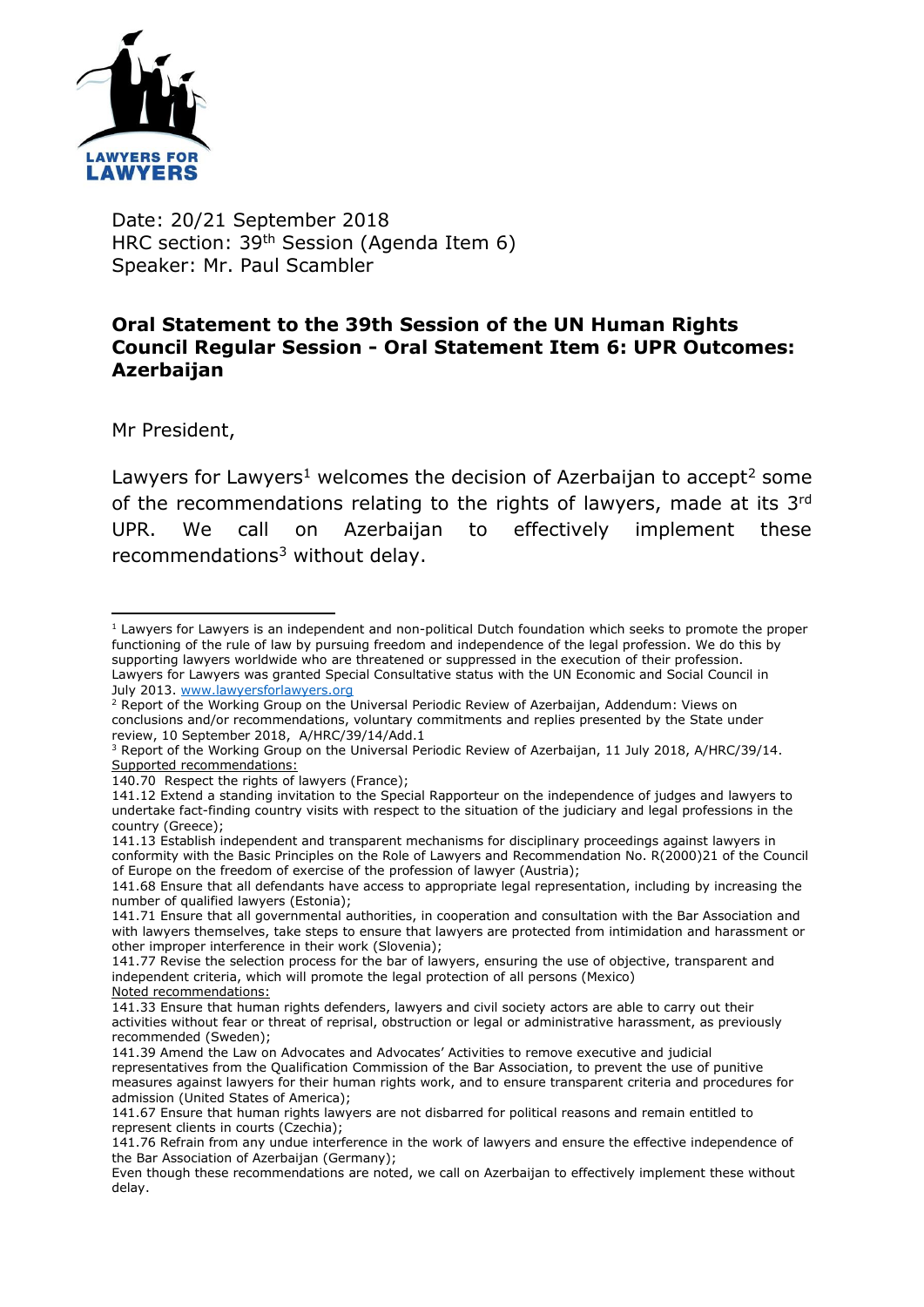LAWYERS FOR LAWYERS

Date: 20/21 September 2018
HRC section: 39th Session (Agenda Item 6)
Speaker: Mr. Paul Scambler

## Oral Statement to the 39th Session of the UN Human Rights Council Regular Session - Oral Statement Item 6: UPR Outcomes: Azerbaijan

Mr President,

Lawyers for Lawyers[1] welcomes the decision of Azerbaijan to accept[2] some of the recommendations relating to the rights of lawyers, made at its 3rd UPR. We call on Azerbaijan to effectively implement these recommendations[3] without delay.

---

[1] Lawyers for Lawyers is an independent and non-political Dutch foundation which seeks to promote the proper functioning of the rule of law by pursuing freedom and independence of the legal profession. We do this by supporting lawyers worldwide who are threatened or suppressed in the execution of their profession. Lawyers for Lawyers was granted Special Consultative status with the UN Economic and Social Council in July 2013. www.lawyersforlawyers.org

[2] Report of the Working Group on the Universal Periodic Review of Azerbaijan, Addendum: Views on conclusions and/or recommendations, voluntary commitments and replies presented by the State under review, 10 September 2018, A/HRC/39/14/Add.1

[3] Report of the Working Group on the Universal Periodic Review of Azerbaijan, 11 July 2018, A/HRC/39/14.
Supported recommendations:
140.70 Respect the rights of lawyers (France);
141.12 Extend a standing invitation to the Special Rapporteur on the independence of judges and lawyers to undertake fact-finding country visits with respect to the situation of the judiciary and legal professions in the country (Greece);
141.13 Establish independent and transparent mechanisms for disciplinary proceedings against lawyers in conformity with the Basic Principles on the Role of Lawyers and Recommendation No. R(2000)21 of the Council of Europe on the freedom of exercise of the profession of lawyer (Austria);
141.68 Ensure that all defendants have access to appropriate legal representation, including by increasing the number of qualified lawyers (Estonia);
141.71 Ensure that all governmental authorities, in cooperation and consultation with the Bar Association and with lawyers themselves, take steps to ensure that lawyers are protected from intimidation and harassment or other improper interference in their work (Slovenia);
141.77 Revise the selection process for the bar of lawyers, ensuring the use of objective, transparent and independent criteria, which will promote the legal protection of all persons (Mexico)
Noted recommendations:
141.33 Ensure that human rights defenders, lawyers and civil society actors are able to carry out their activities without fear or threat of reprisal, obstruction or legal or administrative harassment, as previously recommended (Sweden);
141.39 Amend the Law on Advocates and Advocates' Activities to remove executive and judicial representatives from the Qualification Commission of the Bar Association, to prevent the use of punitive measures against lawyers for their human rights work, and to ensure transparent criteria and procedures for admission (United States of America);
141.67 Ensure that human rights lawyers are not disbarred for political reasons and remain entitled to represent clients in courts (Czechia);
141.76 Refrain from any undue interference in the work of lawyers and ensure the effective independence of the Bar Association of Azerbaijan (Germany);
Even though these recommendations are noted, we call on Azerbaijan to effectively implement these without delay.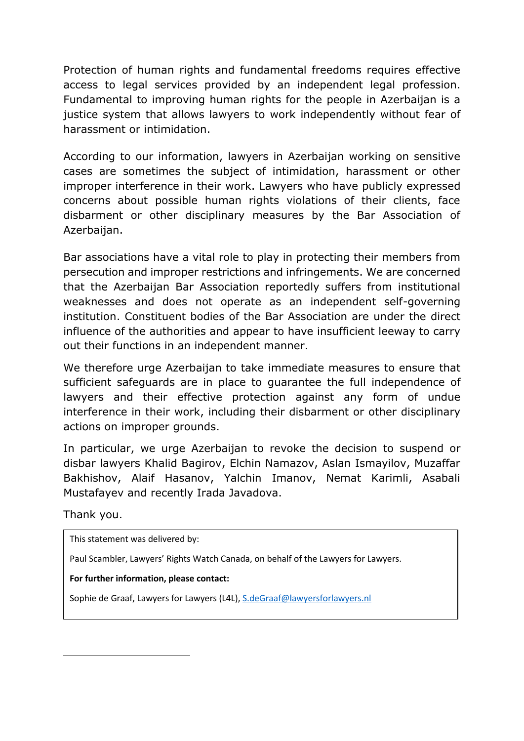Protection of human rights and fundamental freedoms requires effective access to legal services provided by an independent legal profession. Fundamental to improving human rights for the people in Azerbaijan is a justice system that allows lawyers to work independently without fear of harassment or intimidation.

According to our information, lawyers in Azerbaijan working on sensitive cases are sometimes the subject of intimidation, harassment or other improper interference in their work. Lawyers who have publicly expressed concerns about possible human rights violations of their clients, face disbarment or other disciplinary measures by the Bar Association of Azerbaijan.

Bar associations have a vital role to play in protecting their members from persecution and improper restrictions and infringements. We are concerned that the Azerbaijan Bar Association reportedly suffers from institutional weaknesses and does not operate as an independent self-governing institution. Constituent bodies of the Bar Association are under the direct influence of the authorities and appear to have insufficient leeway to carry out their functions in an independent manner.

We therefore urge Azerbaijan to take immediate measures to ensure that sufficient safeguards are in place to guarantee the full independence of lawyers and their effective protection against any form of undue interference in their work, including their disbarment or other disciplinary actions on improper grounds.

In particular, we urge Azerbaijan to revoke the decision to suspend or disbar lawyers Khalid Bagirov, Elchin Namazov, Aslan Ismayilov, Muzaffar Bakhishov, Alaif Hasanov, Yalchin Imanov, Nemat Karimli, Asabali Mustafayev and recently Irada Javadova.

Thank you.

This statement was delivered by:

Paul Scambler, Lawyers' Rights Watch Canada, on behalf of the Lawyers for Lawyers.

**For further information, please contact:**

Sophie de Graaf, Lawyers for Lawyers (L4L), S.deGraaf@lawyersforlawyers.nl